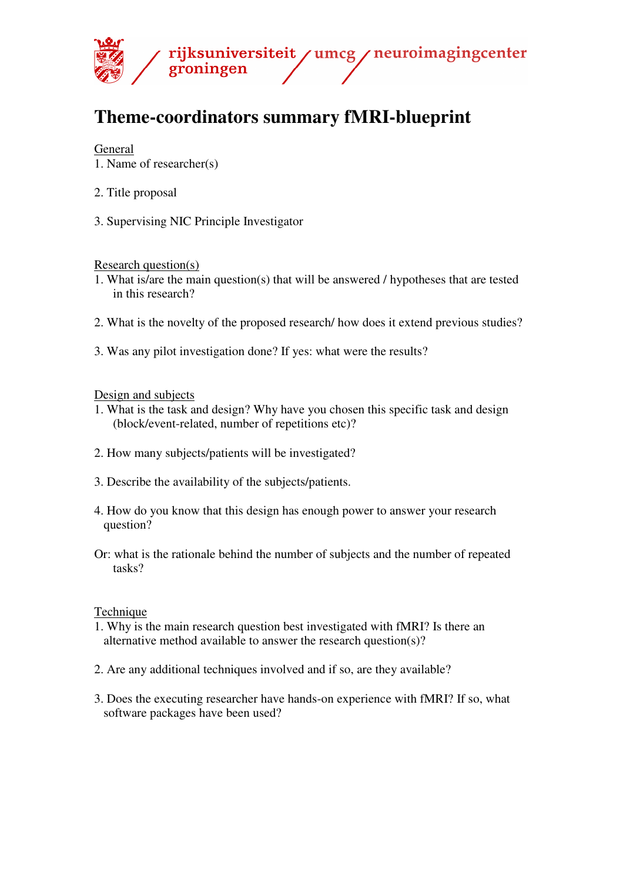rijksuniversiteit groningen / umcg / neuroimagingcenter

# Theme-coordinators summary fMRI-blueprint

General

1. Name of researcher(s)

2. Title proposal

3. Supervising NIC Principle Investigator

Research question(s)

1. What is/are the main question(s) that will be answered / hypotheses that are tested in this research?

2. What is the novelty of the proposed research/ how does it extend previous studies?

3. Was any pilot investigation done? If yes: what were the results?

Design and subjects

1. What is the task and design? Why have you chosen this specific task and design (block/event-related, number of repetitions etc)?

2. How many subjects/patients will be investigated?

3. Describe the availability of the subjects/patients.

4. How do you know that this design has enough power to answer your research question?

Or: what is the rationale behind the number of subjects and the number of repeated tasks?

Technique

1. Why is the main research question best investigated with fMRI? Is there an alternative method available to answer the research question(s)?

2. Are any additional techniques involved and if so, are they available?

3. Does the executing researcher have hands-on experience with fMRI? If so, what software packages have been used?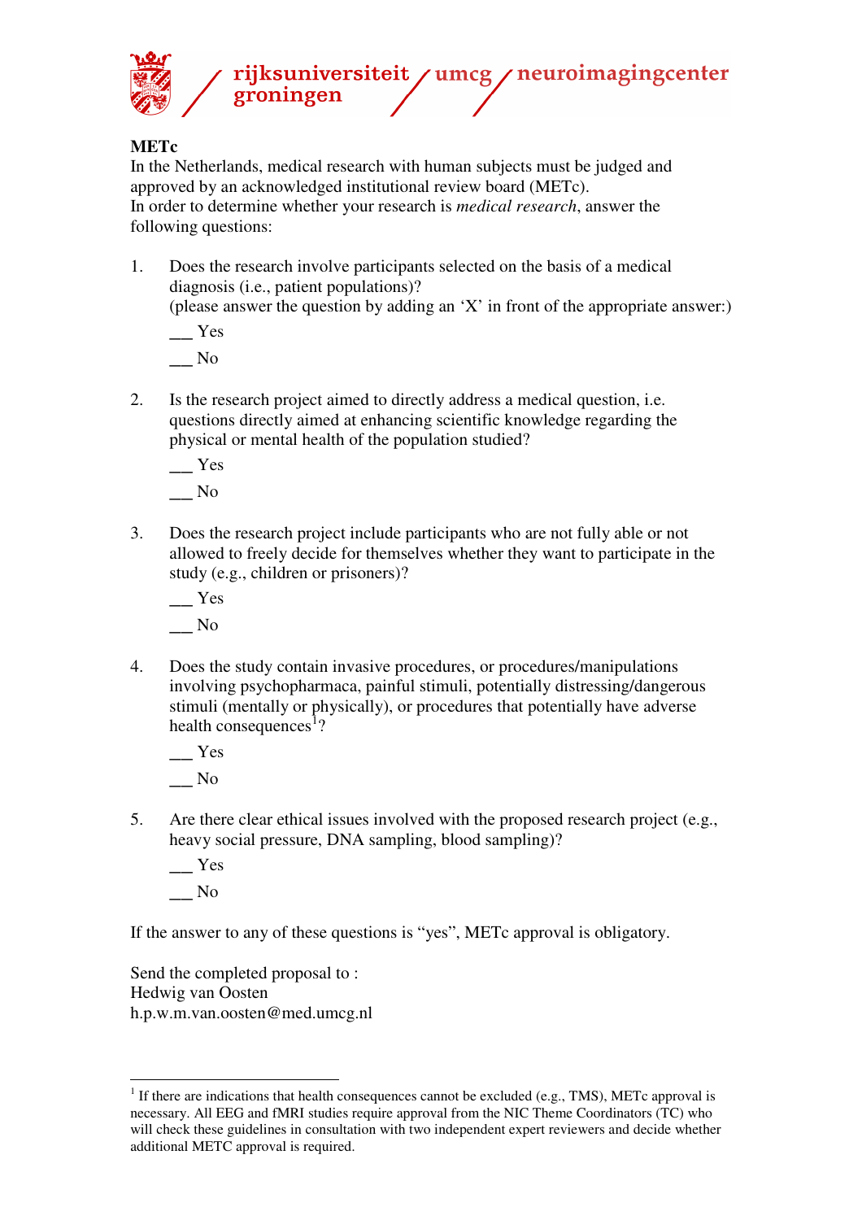**METc**

In the Netherlands, medical research with human subjects must be judged and approved by an acknowledged institutional review board (METc).
In order to determine whether your research is *medical research*, answer the following questions:

1. Does the research involve participants selected on the basis of a medical diagnosis (i.e., patient populations)?
   (please answer the question by adding an 'X' in front of the appropriate answer:)

   ___ Yes

   ___ No

2. Is the research project aimed to directly address a medical question, i.e. questions directly aimed at enhancing scientific knowledge regarding the physical or mental health of the population studied?

   ___ Yes

   ___ No

3. Does the research project include participants who are not fully able or not allowed to freely decide for themselves whether they want to participate in the study (e.g., children or prisoners)?

   ___ Yes

   ___ No

4. Does the study contain invasive procedures, or procedures/manipulations involving psychopharmaca, painful stimuli, potentially distressing/dangerous stimuli (mentally or physically), or procedures that potentially have adverse health consequences[1]?

   ___ Yes

   ___ No

5. Are there clear ethical issues involved with the proposed research project (e.g., heavy social pressure, DNA sampling, blood sampling)?

   ___ Yes

   ___ No

If the answer to any of these questions is "yes", METc approval is obligatory.

Send the completed proposal to :
Hedwig van Oosten
h.p.w.m.van.oosten@med.umcg.nl

[1] If there are indications that health consequences cannot be excluded (e.g., TMS), METc approval is necessary. All EEG and fMRI studies require approval from the NIC Theme Coordinators (TC) who will check these guidelines in consultation with two independent expert reviewers and decide whether additional METC approval is required.